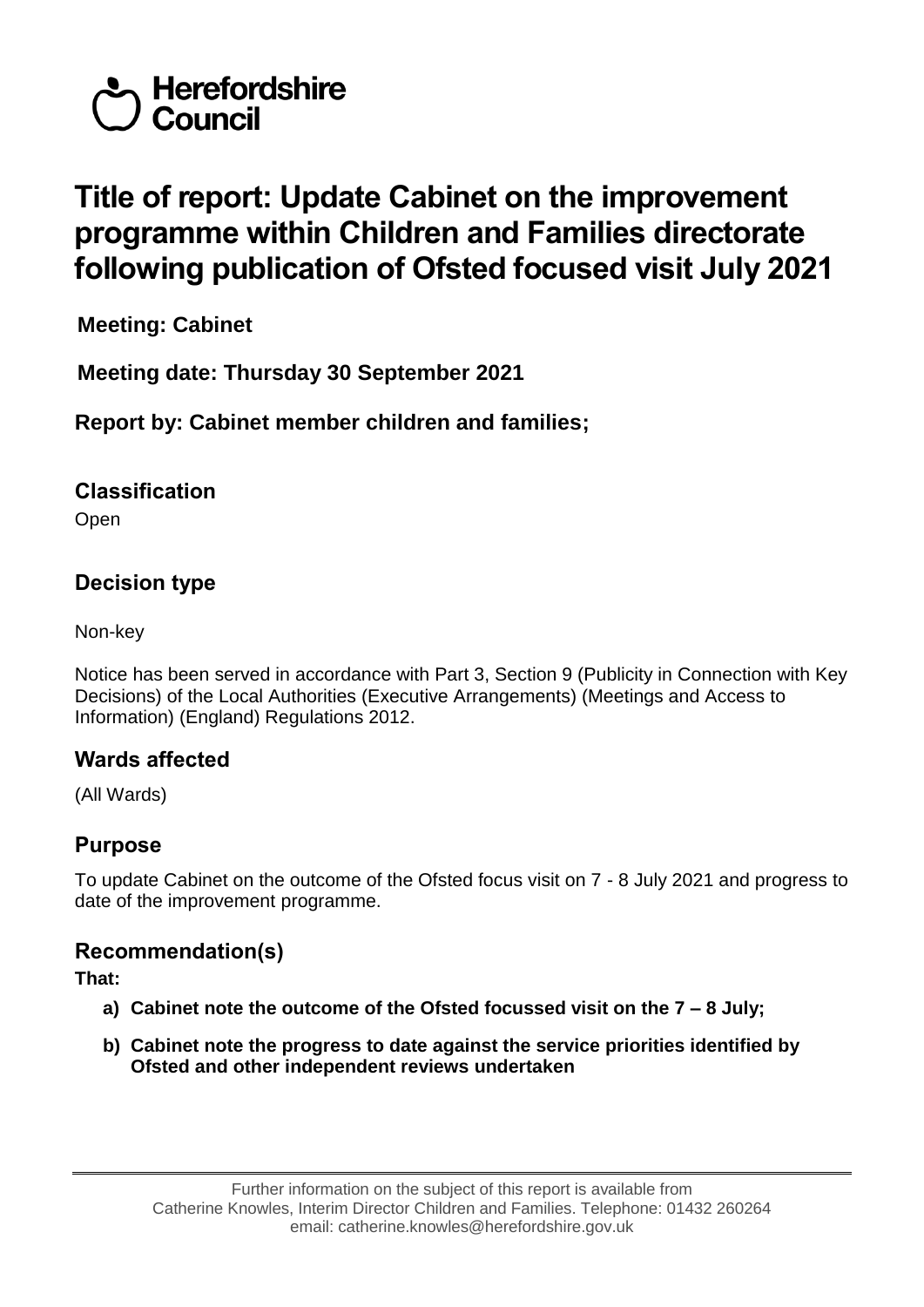Herefordshire Council

# Title of report: Update Cabinet on the improvement programme within Children and Families directorate following publication of Ofsted focused visit July 2021

**Meeting: Cabinet**

**Meeting date: Thursday 30 September 2021**

**Report by: Cabinet member children and families;**

## Classification

Open

## Decision type

Non-key

Notice has been served in accordance with Part 3, Section 9 (Publicity in Connection with Key Decisions) of the Local Authorities (Executive Arrangements) (Meetings and Access to Information) (England) Regulations 2012.

## Wards affected

(All Wards)

## Purpose

To update Cabinet on the outcome of the Ofsted focus visit on 7 - 8 July 2021 and progress to date of the improvement programme.

## Recommendation(s)

**That:**

- **a) Cabinet note the outcome of the Ofsted focussed visit on the 7 – 8 July;**
- **b) Cabinet note the progress to date against the service priorities identified by Ofsted and other independent reviews undertaken**

Further information on the subject of this report is available from
Catherine Knowles, Interim Director Children and Families. Telephone: 01432 260264
email: catherine.knowles@herefordshire.gov.uk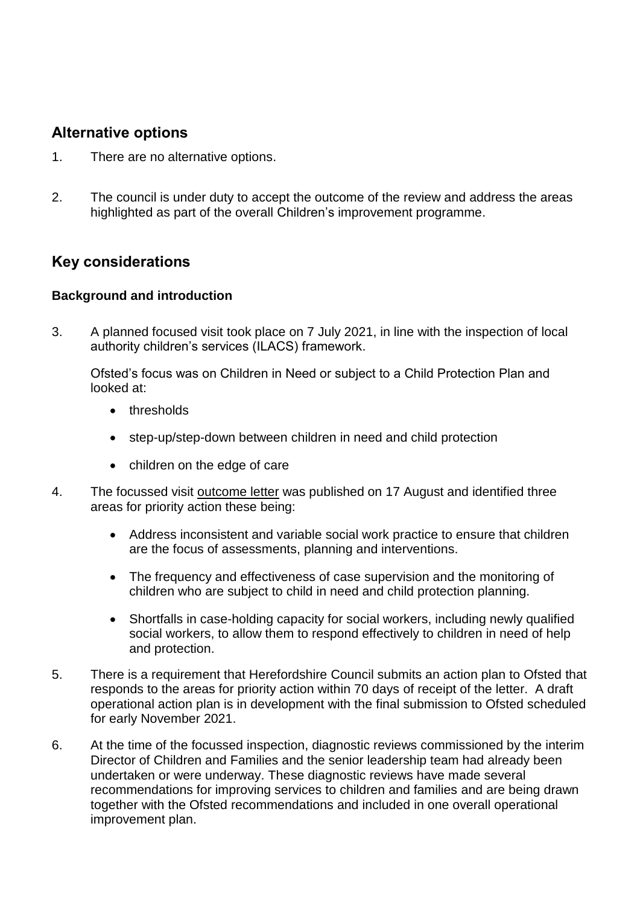## Alternative options

1. There are no alternative options.

2. The council is under duty to accept the outcome of the review and address the areas highlighted as part of the overall Children's improvement programme.

## Key considerations

### Background and introduction

3. A planned focused visit took place on 7 July 2021, in line with the inspection of local authority children's services (ILACS) framework.

   Ofsted's focus was on Children in Need or subject to a Child Protection Plan and looked at:

   - thresholds
   - step-up/step-down between children in need and child protection
   - children on the edge of care

4. The focussed visit outcome letter was published on 17 August and identified three areas for priority action these being:

   - Address inconsistent and variable social work practice to ensure that children are the focus of assessments, planning and interventions.
   - The frequency and effectiveness of case supervision and the monitoring of children who are subject to child in need and child protection planning.
   - Shortfalls in case-holding capacity for social workers, including newly qualified social workers, to allow them to respond effectively to children in need of help and protection.

5. There is a requirement that Herefordshire Council submits an action plan to Ofsted that responds to the areas for priority action within 70 days of receipt of the letter. A draft operational action plan is in development with the final submission to Ofsted scheduled for early November 2021.

6. At the time of the focussed inspection, diagnostic reviews commissioned by the interim Director of Children and Families and the senior leadership team had already been undertaken or were underway. These diagnostic reviews have made several recommendations for improving services to children and families and are being drawn together with the Ofsted recommendations and included in one overall operational improvement plan.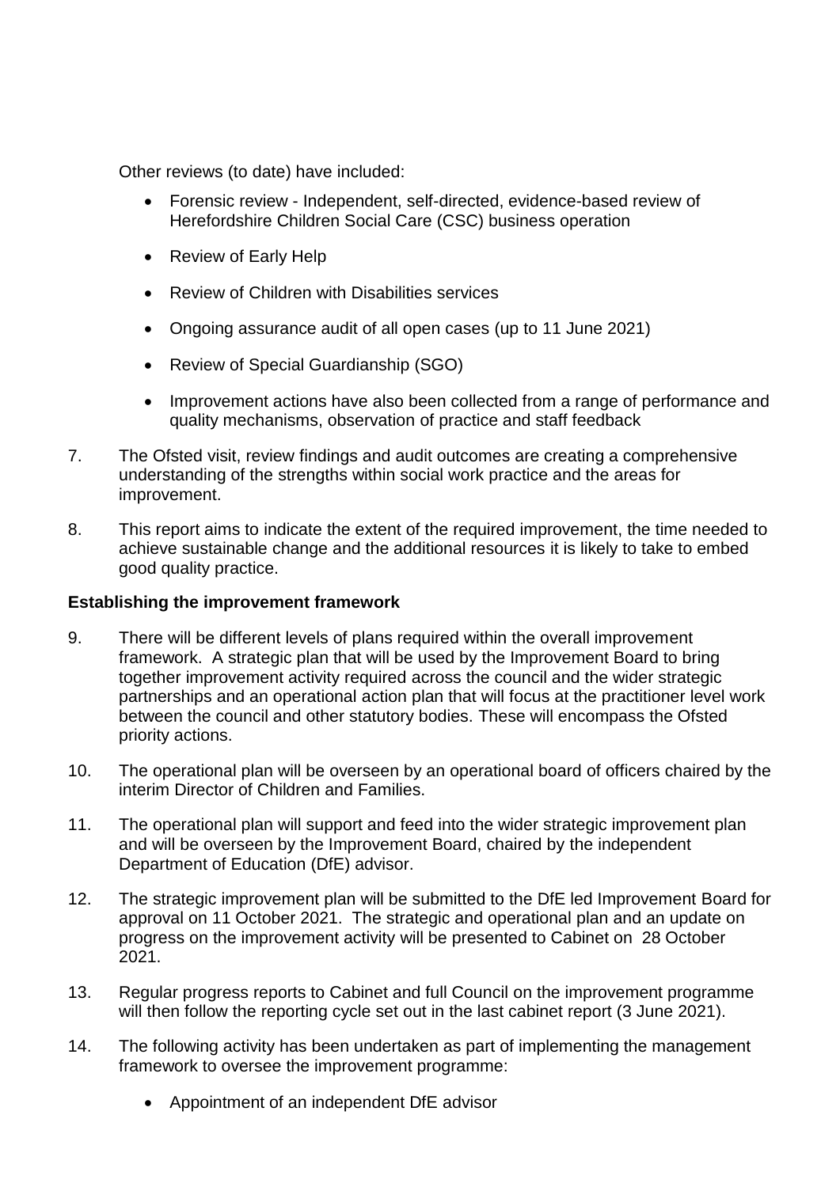Other reviews (to date) have included:

- Forensic review - Independent, self-directed, evidence-based review of Herefordshire Children Social Care (CSC) business operation
- Review of Early Help
- Review of Children with Disabilities services
- Ongoing assurance audit of all open cases (up to 11 June 2021)
- Review of Special Guardianship (SGO)
- Improvement actions have also been collected from a range of performance and quality mechanisms, observation of practice and staff feedback

7. The Ofsted visit, review findings and audit outcomes are creating a comprehensive understanding of the strengths within social work practice and the areas for improvement.

8. This report aims to indicate the extent of the required improvement, the time needed to achieve sustainable change and the additional resources it is likely to take to embed good quality practice.

**Establishing the improvement framework**

9. There will be different levels of plans required within the overall improvement framework. A strategic plan that will be used by the Improvement Board to bring together improvement activity required across the council and the wider strategic partnerships and an operational action plan that will focus at the practitioner level work between the council and other statutory bodies. These will encompass the Ofsted priority actions.

10. The operational plan will be overseen by an operational board of officers chaired by the interim Director of Children and Families.

11. The operational plan will support and feed into the wider strategic improvement plan and will be overseen by the Improvement Board, chaired by the independent Department of Education (DfE) advisor.

12. The strategic improvement plan will be submitted to the DfE led Improvement Board for approval on 11 October 2021. The strategic and operational plan and an update on progress on the improvement activity will be presented to Cabinet on 28 October 2021.

13. Regular progress reports to Cabinet and full Council on the improvement programme will then follow the reporting cycle set out in the last cabinet report (3 June 2021).

14. The following activity has been undertaken as part of implementing the management framework to oversee the improvement programme:

    - Appointment of an independent DfE advisor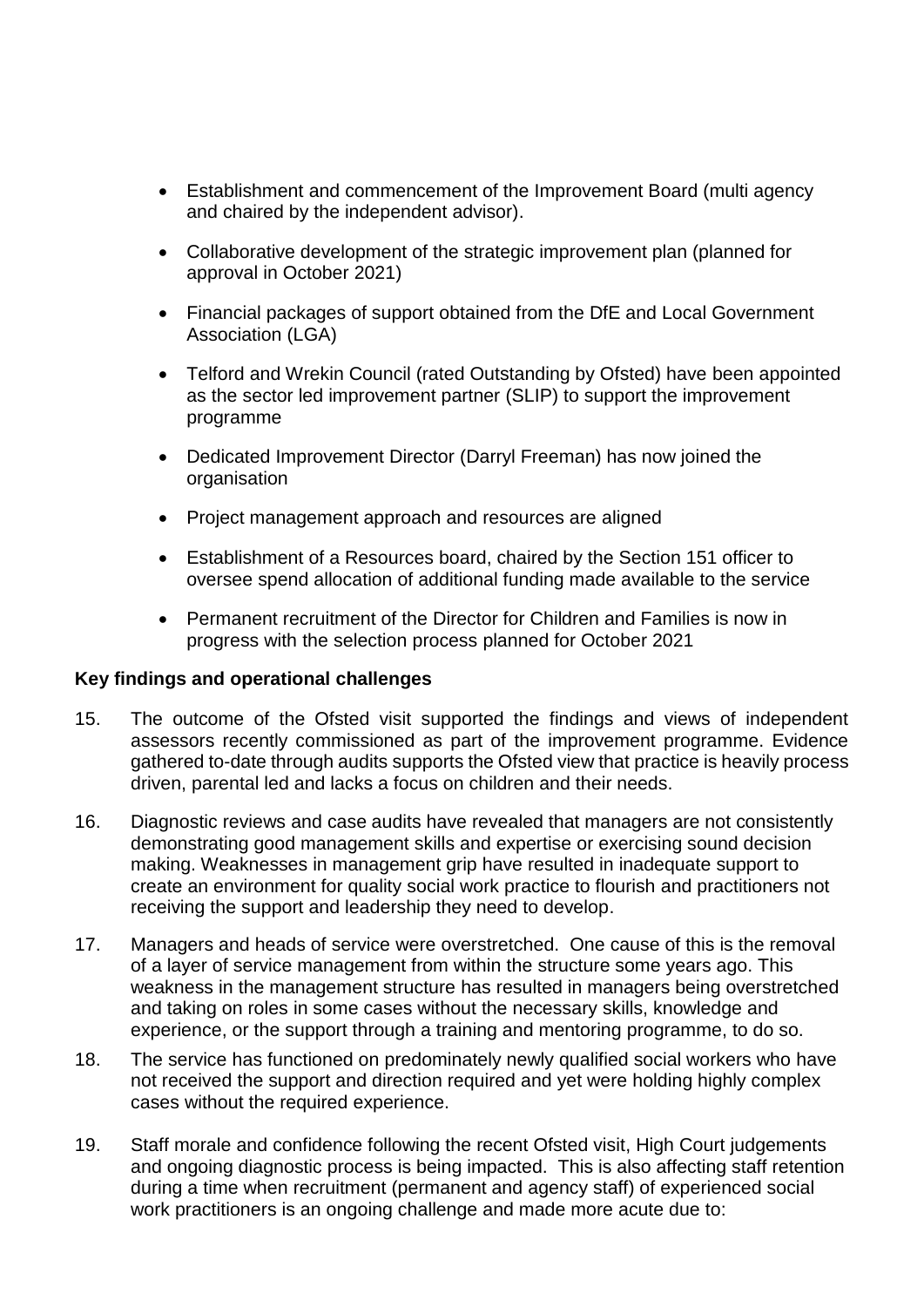- Establishment and commencement of the Improvement Board (multi agency and chaired by the independent advisor).
- Collaborative development of the strategic improvement plan (planned for approval in October 2021)
- Financial packages of support obtained from the DfE and Local Government Association (LGA)
- Telford and Wrekin Council (rated Outstanding by Ofsted) have been appointed as the sector led improvement partner (SLIP) to support the improvement programme
- Dedicated Improvement Director (Darryl Freeman) has now joined the organisation
- Project management approach and resources are aligned
- Establishment of a Resources board, chaired by the Section 151 officer to oversee spend allocation of additional funding made available to the service
- Permanent recruitment of the Director for Children and Families is now in progress with the selection process planned for October 2021

**Key findings and operational challenges**

15. The outcome of the Ofsted visit supported the findings and views of independent assessors recently commissioned as part of the improvement programme. Evidence gathered to-date through audits supports the Ofsted view that practice is heavily process driven, parental led and lacks a focus on children and their needs.

16. Diagnostic reviews and case audits have revealed that managers are not consistently demonstrating good management skills and expertise or exercising sound decision making. Weaknesses in management grip have resulted in inadequate support to create an environment for quality social work practice to flourish and practitioners not receiving the support and leadership they need to develop.

17. Managers and heads of service were overstretched. One cause of this is the removal of a layer of service management from within the structure some years ago. This weakness in the management structure has resulted in managers being overstretched and taking on roles in some cases without the necessary skills, knowledge and experience, or the support through a training and mentoring programme, to do so.

18. The service has functioned on predominately newly qualified social workers who have not received the support and direction required and yet were holding highly complex cases without the required experience.

19. Staff morale and confidence following the recent Ofsted visit, High Court judgements and ongoing diagnostic process is being impacted. This is also affecting staff retention during a time when recruitment (permanent and agency staff) of experienced social work practitioners is an ongoing challenge and made more acute due to: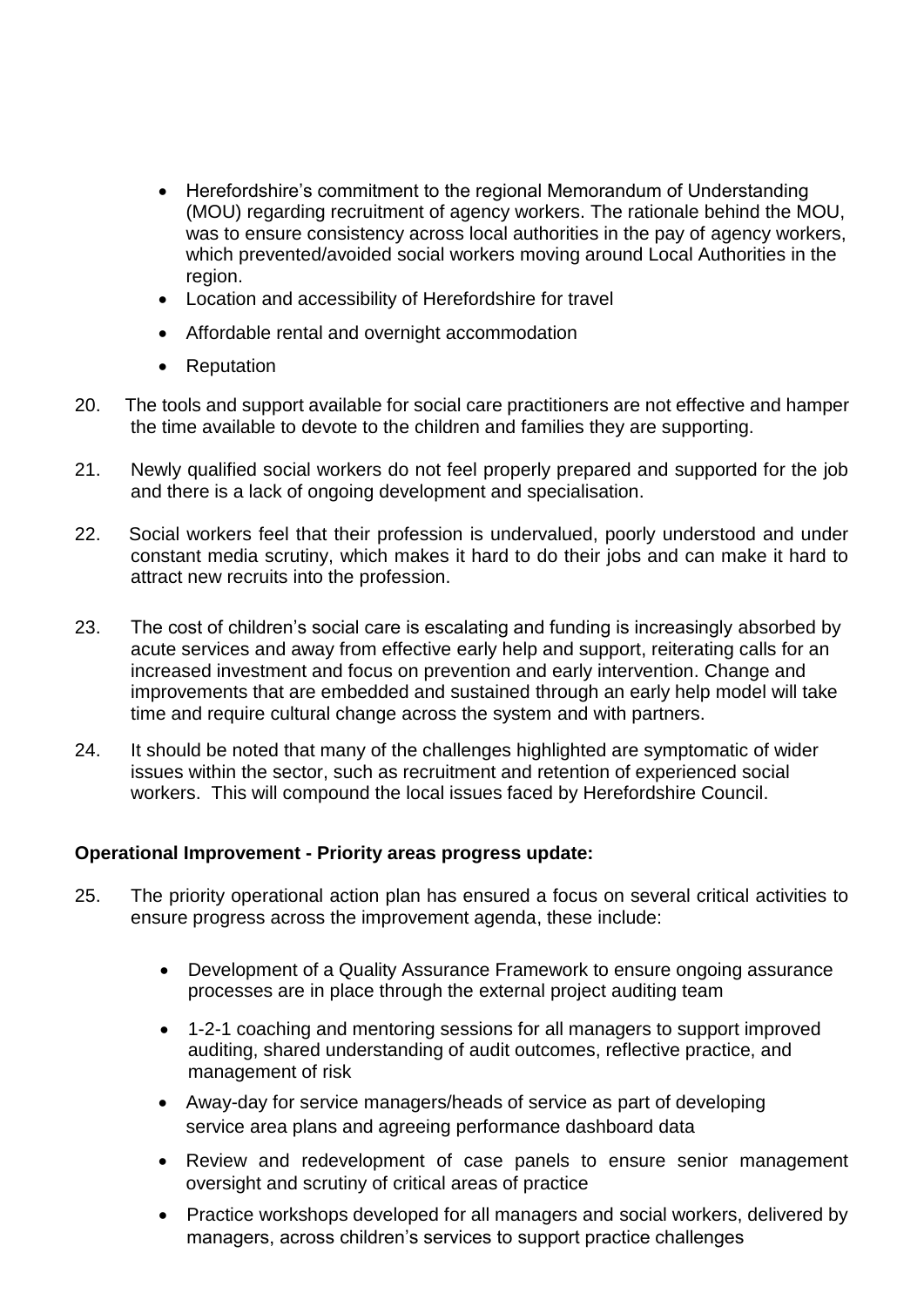- Herefordshire's commitment to the regional Memorandum of Understanding (MOU) regarding recruitment of agency workers. The rationale behind the MOU, was to ensure consistency across local authorities in the pay of agency workers, which prevented/avoided social workers moving around Local Authorities in the region.
- Location and accessibility of Herefordshire for travel
- Affordable rental and overnight accommodation
- Reputation

20. The tools and support available for social care practitioners are not effective and hamper the time available to devote to the children and families they are supporting.

21. Newly qualified social workers do not feel properly prepared and supported for the job and there is a lack of ongoing development and specialisation.

22. Social workers feel that their profession is undervalued, poorly understood and under constant media scrutiny, which makes it hard to do their jobs and can make it hard to attract new recruits into the profession.

23. The cost of children's social care is escalating and funding is increasingly absorbed by acute services and away from effective early help and support, reiterating calls for an increased investment and focus on prevention and early intervention. Change and improvements that are embedded and sustained through an early help model will take time and require cultural change across the system and with partners.

24. It should be noted that many of the challenges highlighted are symptomatic of wider issues within the sector, such as recruitment and retention of experienced social workers. This will compound the local issues faced by Herefordshire Council.

**Operational Improvement - Priority areas progress update:**

25. The priority operational action plan has ensured a focus on several critical activities to ensure progress across the improvement agenda, these include:

    - Development of a Quality Assurance Framework to ensure ongoing assurance processes are in place through the external project auditing team
    - 1-2-1 coaching and mentoring sessions for all managers to support improved auditing, shared understanding of audit outcomes, reflective practice, and management of risk
    - Away-day for service managers/heads of service as part of developing service area plans and agreeing performance dashboard data
    - Review and redevelopment of case panels to ensure senior management oversight and scrutiny of critical areas of practice
    - Practice workshops developed for all managers and social workers, delivered by managers, across children's services to support practice challenges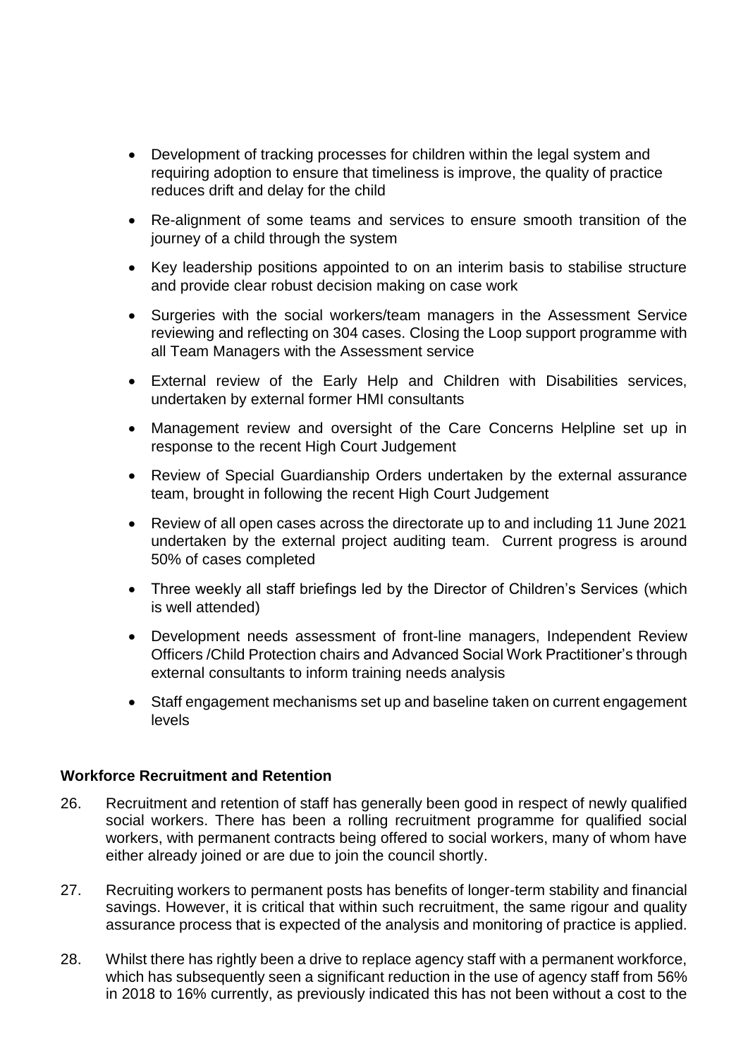- Development of tracking processes for children within the legal system and requiring adoption to ensure that timeliness is improve, the quality of practice reduces drift and delay for the child
- Re-alignment of some teams and services to ensure smooth transition of the journey of a child through the system
- Key leadership positions appointed to on an interim basis to stabilise structure and provide clear robust decision making on case work
- Surgeries with the social workers/team managers in the Assessment Service reviewing and reflecting on 304 cases. Closing the Loop support programme with all Team Managers with the Assessment service
- External review of the Early Help and Children with Disabilities services, undertaken by external former HMI consultants
- Management review and oversight of the Care Concerns Helpline set up in response to the recent High Court Judgement
- Review of Special Guardianship Orders undertaken by the external assurance team, brought in following the recent High Court Judgement
- Review of all open cases across the directorate up to and including 11 June 2021 undertaken by the external project auditing team. Current progress is around 50% of cases completed
- Three weekly all staff briefings led by the Director of Children's Services (which is well attended)
- Development needs assessment of front-line managers, Independent Review Officers /Child Protection chairs and Advanced Social Work Practitioner's through external consultants to inform training needs analysis
- Staff engagement mechanisms set up and baseline taken on current engagement levels

**Workforce Recruitment and Retention**

26. Recruitment and retention of staff has generally been good in respect of newly qualified social workers. There has been a rolling recruitment programme for qualified social workers, with permanent contracts being offered to social workers, many of whom have either already joined or are due to join the council shortly.

27. Recruiting workers to permanent posts has benefits of longer-term stability and financial savings. However, it is critical that within such recruitment, the same rigour and quality assurance process that is expected of the analysis and monitoring of practice is applied.

28. Whilst there has rightly been a drive to replace agency staff with a permanent workforce, which has subsequently seen a significant reduction in the use of agency staff from 56% in 2018 to 16% currently, as previously indicated this has not been without a cost to the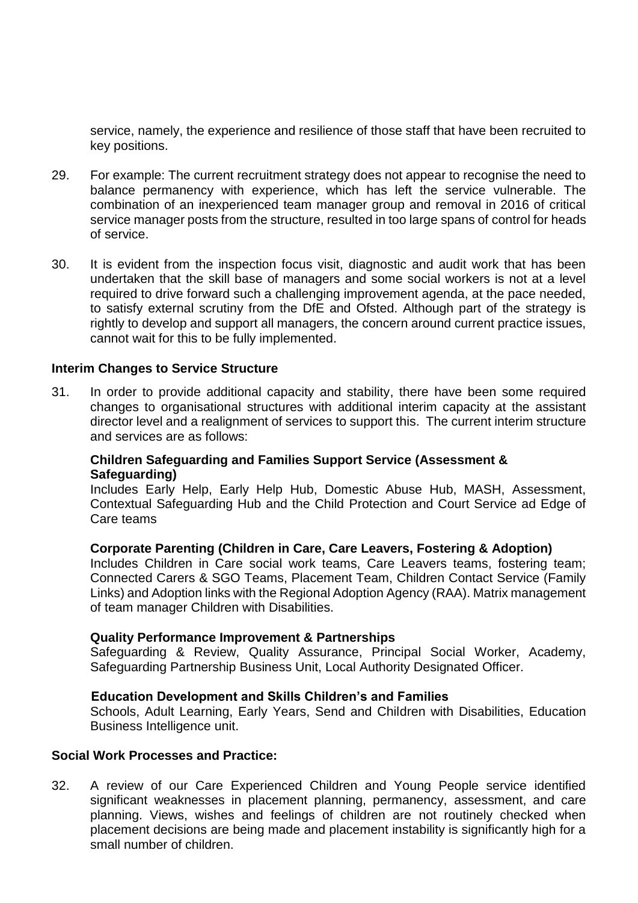service, namely, the experience and resilience of those staff that have been recruited to key positions.

29. For example: The current recruitment strategy does not appear to recognise the need to balance permanency with experience, which has left the service vulnerable. The combination of an inexperienced team manager group and removal in 2016 of critical service manager posts from the structure, resulted in too large spans of control for heads of service.

30. It is evident from the inspection focus visit, diagnostic and audit work that has been undertaken that the skill base of managers and some social workers is not at a level required to drive forward such a challenging improvement agenda, at the pace needed, to satisfy external scrutiny from the DfE and Ofsted. Although part of the strategy is rightly to develop and support all managers, the concern around current practice issues, cannot wait for this to be fully implemented.

**Interim Changes to Service Structure**

31. In order to provide additional capacity and stability, there have been some required changes to organisational structures with additional interim capacity at the assistant director level and a realignment of services to support this. The current interim structure and services are as follows:

**Children Safeguarding and Families Support Service (Assessment & Safeguarding)**
Includes Early Help, Early Help Hub, Domestic Abuse Hub, MASH, Assessment, Contextual Safeguarding Hub and the Child Protection and Court Service ad Edge of Care teams

**Corporate Parenting (Children in Care, Care Leavers, Fostering & Adoption)**
Includes Children in Care social work teams, Care Leavers teams, fostering team; Connected Carers & SGO Teams, Placement Team, Children Contact Service (Family Links) and Adoption links with the Regional Adoption Agency (RAA). Matrix management of team manager Children with Disabilities.

**Quality Performance Improvement & Partnerships**
Safeguarding & Review, Quality Assurance, Principal Social Worker, Academy, Safeguarding Partnership Business Unit, Local Authority Designated Officer.

**Education Development and Skills Children's and Families**
Schools, Adult Learning, Early Years, Send and Children with Disabilities, Education Business Intelligence unit.

**Social Work Processes and Practice:**

32. A review of our Care Experienced Children and Young People service identified significant weaknesses in placement planning, permanency, assessment, and care planning. Views, wishes and feelings of children are not routinely checked when placement decisions are being made and placement instability is significantly high for a small number of children.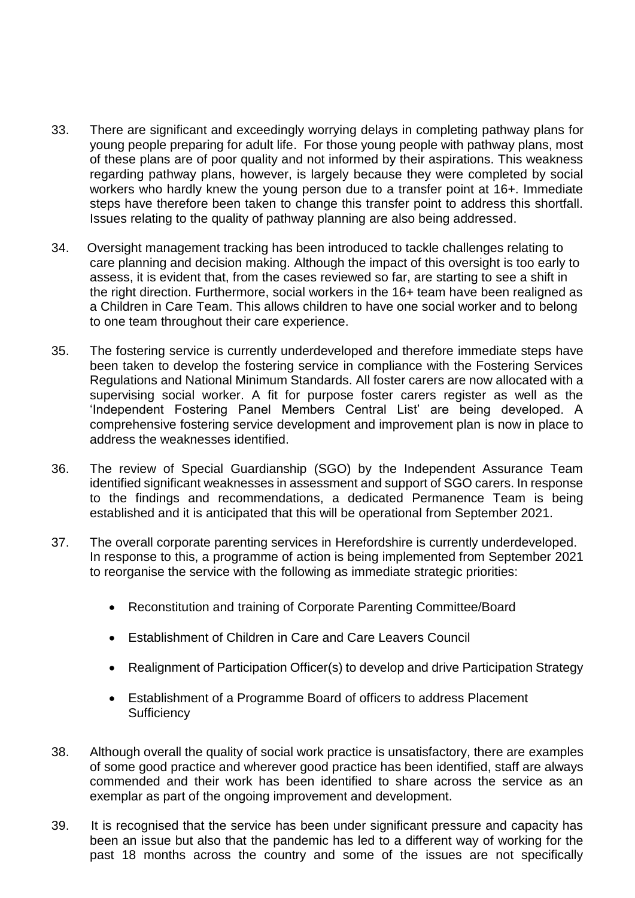33. There are significant and exceedingly worrying delays in completing pathway plans for young people preparing for adult life. For those young people with pathway plans, most of these plans are of poor quality and not informed by their aspirations. This weakness regarding pathway plans, however, is largely because they were completed by social workers who hardly knew the young person due to a transfer point at 16+. Immediate steps have therefore been taken to change this transfer point to address this shortfall. Issues relating to the quality of pathway planning are also being addressed.

34. Oversight management tracking has been introduced to tackle challenges relating to care planning and decision making. Although the impact of this oversight is too early to assess, it is evident that, from the cases reviewed so far, are starting to see a shift in the right direction. Furthermore, social workers in the 16+ team have been realigned as a Children in Care Team. This allows children to have one social worker and to belong to one team throughout their care experience.

35. The fostering service is currently underdeveloped and therefore immediate steps have been taken to develop the fostering service in compliance with the Fostering Services Regulations and National Minimum Standards. All foster carers are now allocated with a supervising social worker. A fit for purpose foster carers register as well as the 'Independent Fostering Panel Members Central List' are being developed. A comprehensive fostering service development and improvement plan is now in place to address the weaknesses identified.

36. The review of Special Guardianship (SGO) by the Independent Assurance Team identified significant weaknesses in assessment and support of SGO carers. In response to the findings and recommendations, a dedicated Permanence Team is being established and it is anticipated that this will be operational from September 2021.

37. The overall corporate parenting services in Herefordshire is currently underdeveloped. In response to this, a programme of action is being implemented from September 2021 to reorganise the service with the following as immediate strategic priorities:

    - Reconstitution and training of Corporate Parenting Committee/Board
    - Establishment of Children in Care and Care Leavers Council
    - Realignment of Participation Officer(s) to develop and drive Participation Strategy
    - Establishment of a Programme Board of officers to address Placement Sufficiency

38. Although overall the quality of social work practice is unsatisfactory, there are examples of some good practice and wherever good practice has been identified, staff are always commended and their work has been identified to share across the service as an exemplar as part of the ongoing improvement and development.

39. It is recognised that the service has been under significant pressure and capacity has been an issue but also that the pandemic has led to a different way of working for the past 18 months across the country and some of the issues are not specifically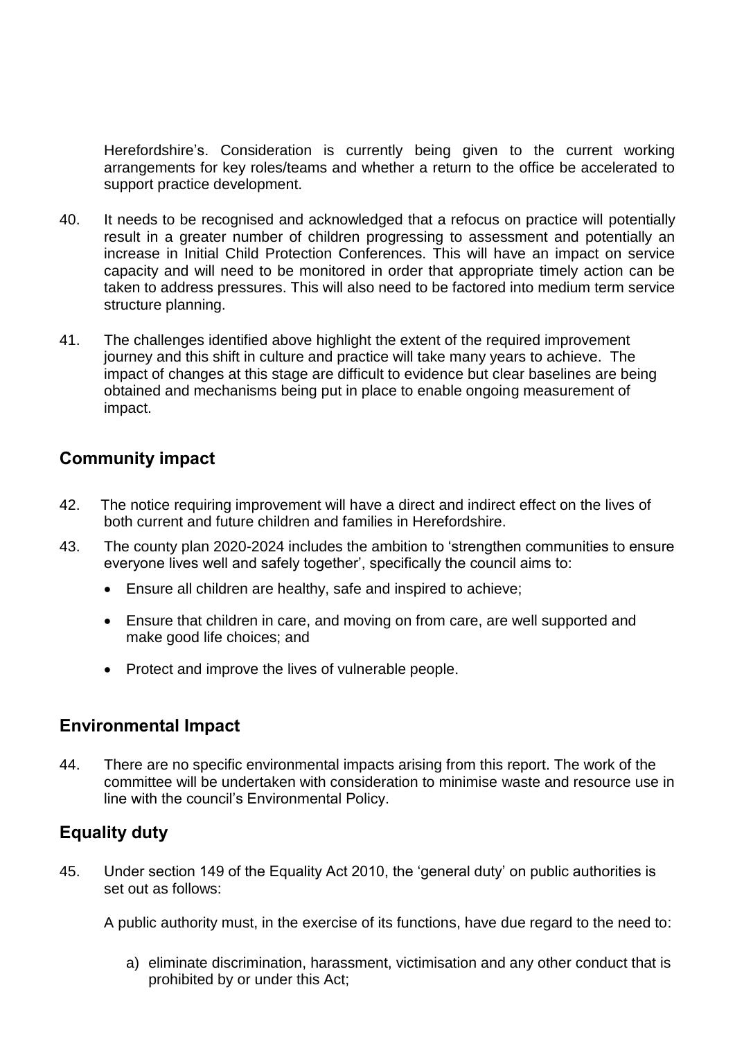Herefordshire's. Consideration is currently being given to the current working arrangements for key roles/teams and whether a return to the office be accelerated to support practice development.

40. It needs to be recognised and acknowledged that a refocus on practice will potentially result in a greater number of children progressing to assessment and potentially an increase in Initial Child Protection Conferences. This will have an impact on service capacity and will need to be monitored in order that appropriate timely action can be taken to address pressures. This will also need to be factored into medium term service structure planning.

41. The challenges identified above highlight the extent of the required improvement journey and this shift in culture and practice will take many years to achieve. The impact of changes at this stage are difficult to evidence but clear baselines are being obtained and mechanisms being put in place to enable ongoing measurement of impact.

## Community impact

42. The notice requiring improvement will have a direct and indirect effect on the lives of both current and future children and families in Herefordshire.

43. The county plan 2020-2024 includes the ambition to 'strengthen communities to ensure everyone lives well and safely together', specifically the council aims to:

- Ensure all children are healthy, safe and inspired to achieve;
- Ensure that children in care, and moving on from care, are well supported and make good life choices; and
- Protect and improve the lives of vulnerable people.

## Environmental Impact

44. There are no specific environmental impacts arising from this report. The work of the committee will be undertaken with consideration to minimise waste and resource use in line with the council's Environmental Policy.

## Equality duty

45. Under section 149 of the Equality Act 2010, the 'general duty' on public authorities is set out as follows:

A public authority must, in the exercise of its functions, have due regard to the need to:

a) eliminate discrimination, harassment, victimisation and any other conduct that is prohibited by or under this Act;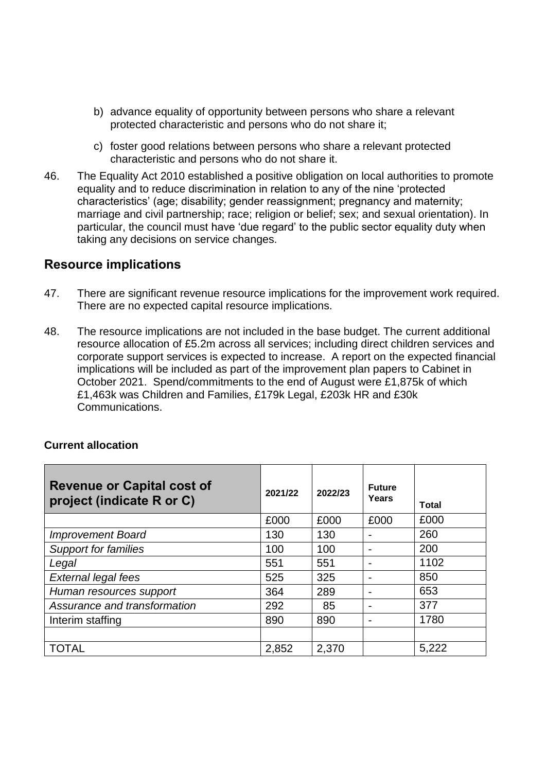b) advance equality of opportunity between persons who share a relevant protected characteristic and persons who do not share it;

c) foster good relations between persons who share a relevant protected characteristic and persons who do not share it.

46. The Equality Act 2010 established a positive obligation on local authorities to promote equality and to reduce discrimination in relation to any of the nine 'protected characteristics' (age; disability; gender reassignment; pregnancy and maternity; marriage and civil partnership; race; religion or belief; sex; and sexual orientation). In particular, the council must have 'due regard' to the public sector equality duty when taking any decisions on service changes.

## Resource implications

47. There are significant revenue resource implications for the improvement work required. There are no expected capital resource implications.

48. The resource implications are not included in the base budget. The current additional resource allocation of £5.2m across all services; including direct children services and corporate support services is expected to increase. A report on the expected financial implications will be included as part of the improvement plan papers to Cabinet in October 2021. Spend/commitments to the end of August were £1,875k of which £1,463k was Children and Families, £179k Legal, £203k HR and £30k Communications.

**Current allocation**

| **Revenue or Capital cost of project (indicate R or C)** | **2021/22** | **2022/23** | **Future Years** | **Total** |
|---|---|---|---|---|
| | £000 | £000 | £000 | £000 |
| *Improvement Board* | 130 | 130 | - | 260 |
| *Support for families* | 100 | 100 | - | 200 |
| *Legal* | 551 | 551 | - | 1102 |
| *External legal fees* | 525 | 325 | - | 850 |
| *Human resources support* | 364 | 289 | - | 653 |
| *Assurance and transformation* | 292 | 85 | - | 377 |
| Interim staffing | 890 | 890 | - | 1780 |
| | | | | |
| TOTAL | 2,852 | 2,370 | | 5,222 |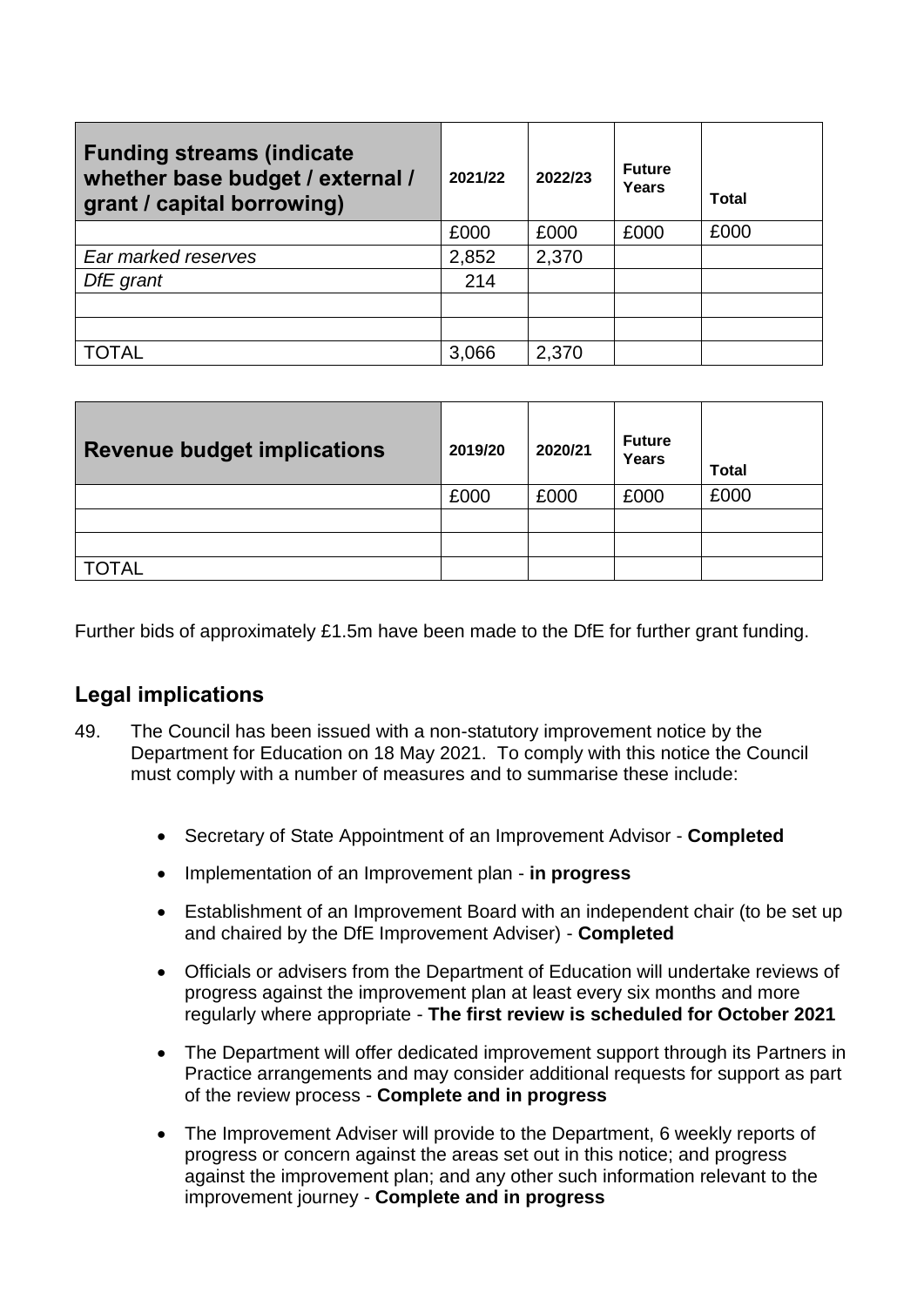| **Funding streams (indicate whether base budget / external / grant / capital borrowing)** | **2021/22** | **2022/23** | **Future Years** | **Total** |
|---|---|---|---|---|
| | £000 | £000 | £000 | £000 |
| *Ear marked reserves* | 2,852 | 2,370 | | |
| *DfE grant* | 214 | | | |
| | | | | |
| | | | | |
| TOTAL | 3,066 | 2,370 | | |

| **Revenue budget implications** | **2019/20** | **2020/21** | **Future Years** | **Total** |
|---|---|---|---|---|
| | £000 | £000 | £000 | £000 |
| | | | | |
| | | | | |
| TOTAL | | | | |

Further bids of approximately £1.5m have been made to the DfE for further grant funding.

## Legal implications

49. The Council has been issued with a non-statutory improvement notice by the Department for Education on 18 May 2021. To comply with this notice the Council must comply with a number of measures and to summarise these include:

- Secretary of State Appointment of an Improvement Advisor - **Completed**
- Implementation of an Improvement plan - **in progress**
- Establishment of an Improvement Board with an independent chair (to be set up and chaired by the DfE Improvement Adviser) - **Completed**
- Officials or advisers from the Department of Education will undertake reviews of progress against the improvement plan at least every six months and more regularly where appropriate - **The first review is scheduled for October 2021**
- The Department will offer dedicated improvement support through its Partners in Practice arrangements and may consider additional requests for support as part of the review process - **Complete and in progress**
- The Improvement Adviser will provide to the Department, 6 weekly reports of progress or concern against the areas set out in this notice; and progress against the improvement plan; and any other such information relevant to the improvement journey - **Complete and in progress**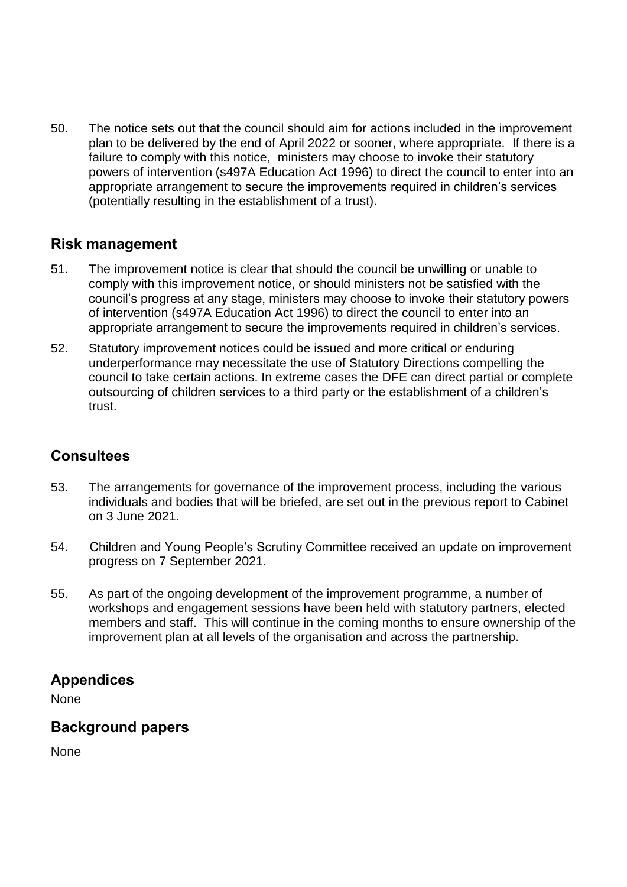50. The notice sets out that the council should aim for actions included in the improvement plan to be delivered by the end of April 2022 or sooner, where appropriate. If there is a failure to comply with this notice, ministers may choose to invoke their statutory powers of intervention (s497A Education Act 1996) to direct the council to enter into an appropriate arrangement to secure the improvements required in children's services (potentially resulting in the establishment of a trust).

## Risk management

51. The improvement notice is clear that should the council be unwilling or unable to comply with this improvement notice, or should ministers not be satisfied with the council's progress at any stage, ministers may choose to invoke their statutory powers of intervention (s497A Education Act 1996) to direct the council to enter into an appropriate arrangement to secure the improvements required in children's services.

52. Statutory improvement notices could be issued and more critical or enduring underperformance may necessitate the use of Statutory Directions compelling the council to take certain actions. In extreme cases the DFE can direct partial or complete outsourcing of children services to a third party or the establishment of a children's trust.

## Consultees

53. The arrangements for governance of the improvement process, including the various individuals and bodies that will be briefed, are set out in the previous report to Cabinet on 3 June 2021.

54. Children and Young People's Scrutiny Committee received an update on improvement progress on 7 September 2021.

55. As part of the ongoing development of the improvement programme, a number of workshops and engagement sessions have been held with statutory partners, elected members and staff. This will continue in the coming months to ensure ownership of the improvement plan at all levels of the organisation and across the partnership.

## Appendices

None

## Background papers

None